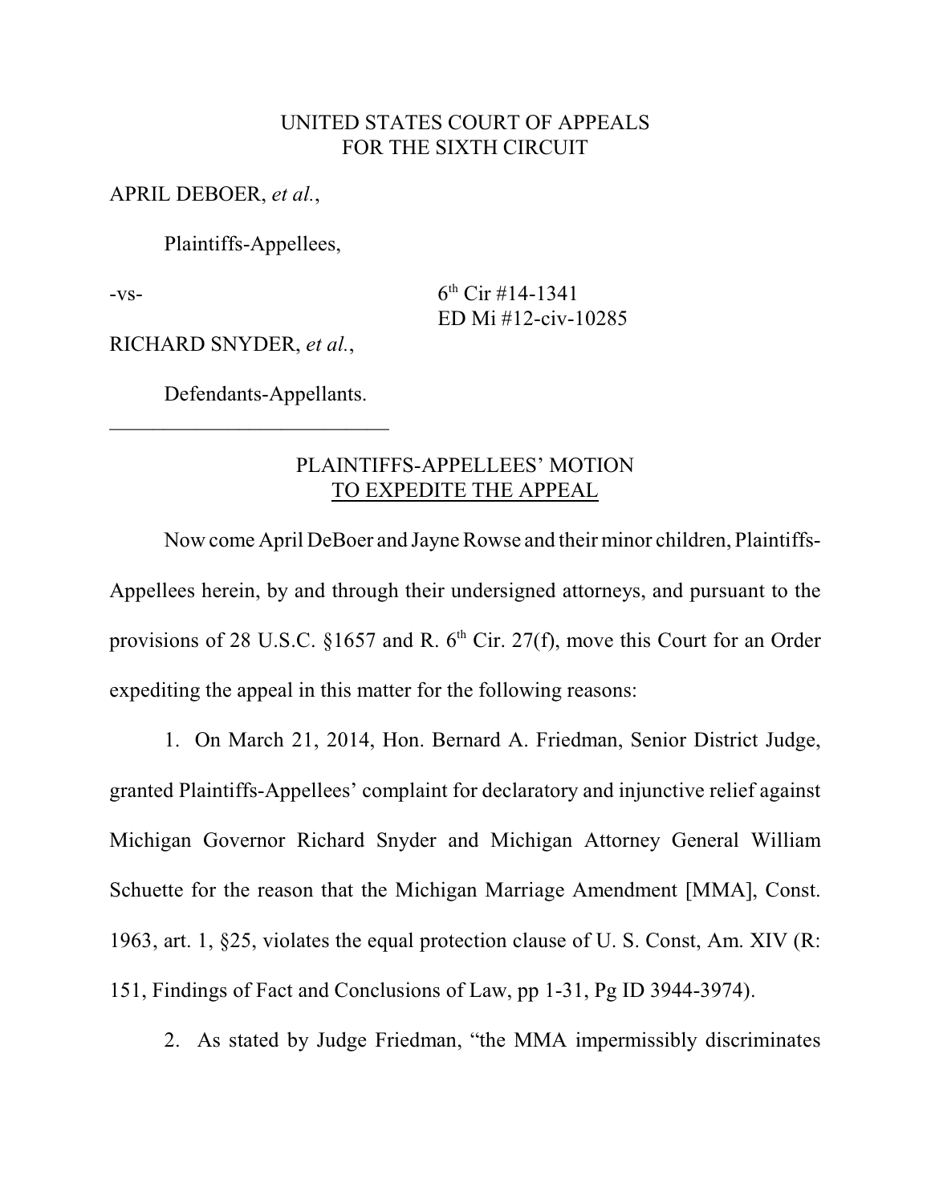UNITED STATES COURT OF APPEALS
FOR THE SIXTH CIRCUIT

APRIL DEBOER, *et al.*,

Plaintiffs-Appellees,

-vs-

6th Cir #14-1341
ED Mi #12-civ-10285

RICHARD SNYDER, *et al.*,

Defendants-Appellants.

___________________________

PLAINTIFFS-APPELLEES' MOTION
TO EXPEDITE THE APPEAL

Now come April DeBoer and Jayne Rowse and their minor children, Plaintiffs-Appellees herein, by and through their undersigned attorneys, and pursuant to the provisions of 28 U.S.C. §1657 and R. 6th Cir. 27(f), move this Court for an Order expediting the appeal in this matter for the following reasons:

1. On March 21, 2014, Hon. Bernard A. Friedman, Senior District Judge, granted Plaintiffs-Appellees' complaint for declaratory and injunctive relief against Michigan Governor Richard Snyder and Michigan Attorney General William Schuette for the reason that the Michigan Marriage Amendment [MMA], Const. 1963, art. 1, §25, violates the equal protection clause of U. S. Const, Am. XIV (R: 151, Findings of Fact and Conclusions of Law, pp 1-31, Pg ID 3944-3974).

2. As stated by Judge Friedman, "the MMA impermissibly discriminates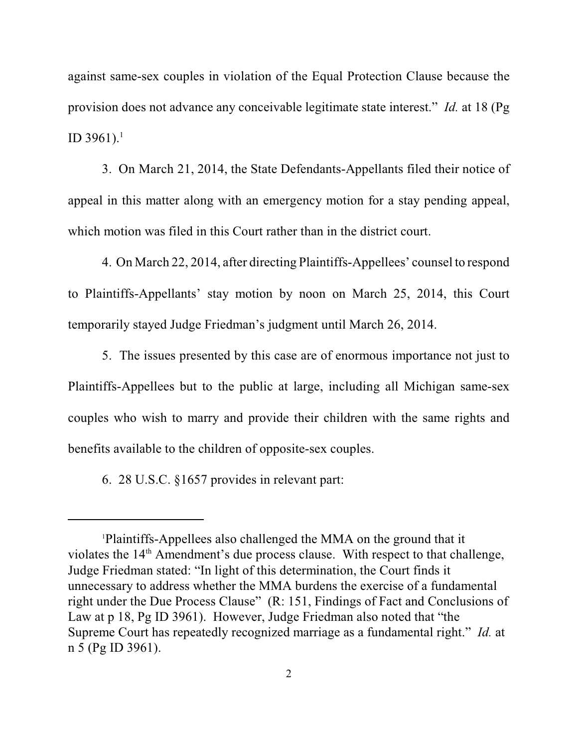against same-sex couples in violation of the Equal Protection Clause because the provision does not advance any conceivable legitimate state interest." *Id.* at 18 (Pg ID 3961).[1]

3. On March 21, 2014, the State Defendants-Appellants filed their notice of appeal in this matter along with an emergency motion for a stay pending appeal, which motion was filed in this Court rather than in the district court.

4. On March 22, 2014, after directing Plaintiffs-Appellees' counsel to respond to Plaintiffs-Appellants' stay motion by noon on March 25, 2014, this Court temporarily stayed Judge Friedman's judgment until March 26, 2014.

5. The issues presented by this case are of enormous importance not just to Plaintiffs-Appellees but to the public at large, including all Michigan same-sex couples who wish to marry and provide their children with the same rights and benefits available to the children of opposite-sex couples.

6. 28 U.S.C. §1657 provides in relevant part:

---

[1]Plaintiffs-Appellees also challenged the MMA on the ground that it violates the 14th Amendment's due process clause. With respect to that challenge, Judge Friedman stated: "In light of this determination, the Court finds it unnecessary to address whether the MMA burdens the exercise of a fundamental right under the Due Process Clause" (R: 151, Findings of Fact and Conclusions of Law at p 18, Pg ID 3961). However, Judge Friedman also noted that "the Supreme Court has repeatedly recognized marriage as a fundamental right." *Id.* at n 5 (Pg ID 3961).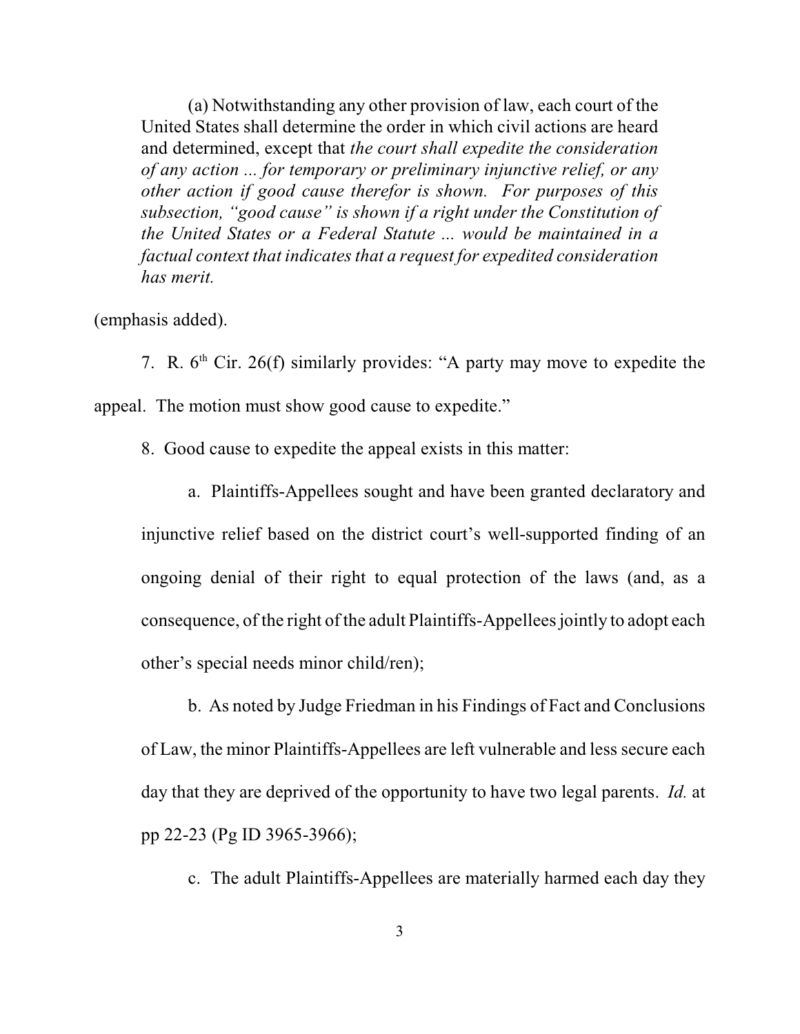> (a) Notwithstanding any other provision of law, each court of the United States shall determine the order in which civil actions are heard and determined, except that *the court shall expedite the consideration of any action ... for temporary or preliminary injunctive relief, or any other action if good cause therefor is shown. For purposes of this subsection, "good cause" is shown if a right under the Constitution of the United States or a Federal Statute ... would be maintained in a factual context that indicates that a request for expedited consideration has merit.*

(emphasis added).

7. R. 6[th] Cir. 26(f) similarly provides: "A party may move to expedite the appeal. The motion must show good cause to expedite."

8. Good cause to expedite the appeal exists in this matter:

a. Plaintiffs-Appellees sought and have been granted declaratory and injunctive relief based on the district court's well-supported finding of an ongoing denial of their right to equal protection of the laws (and, as a consequence, of the right of the adult Plaintiffs-Appellees jointly to adopt each other's special needs minor child/ren);

b. As noted by Judge Friedman in his Findings of Fact and Conclusions of Law, the minor Plaintiffs-Appellees are left vulnerable and less secure each day that they are deprived of the opportunity to have two legal parents. *Id.* at pp 22-23 (Pg ID 3965-3966);

c. The adult Plaintiffs-Appellees are materially harmed each day they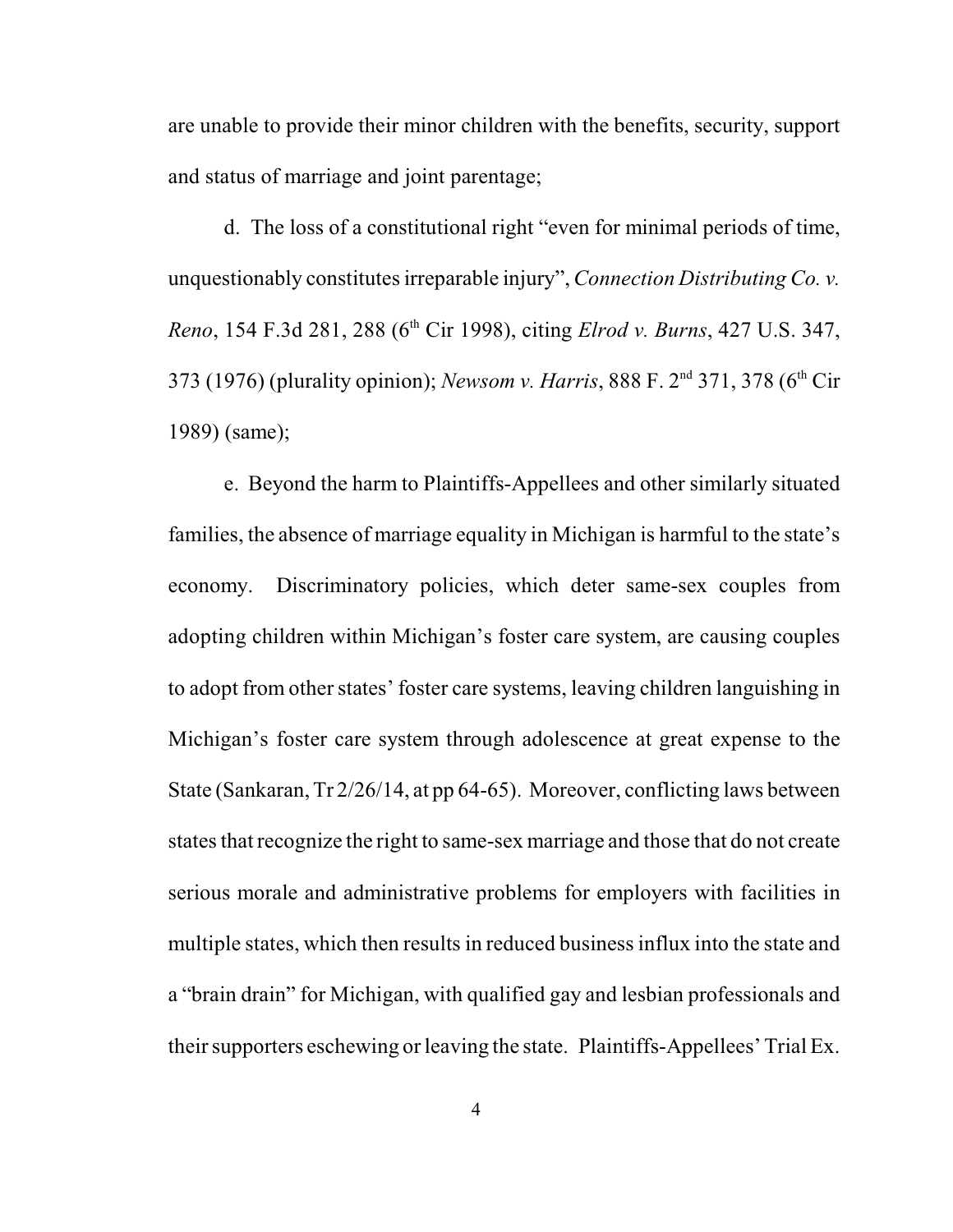are unable to provide their minor children with the benefits, security, support and status of marriage and joint parentage;

d. The loss of a constitutional right "even for minimal periods of time, unquestionably constitutes irreparable injury", *Connection Distributing Co. v. Reno*, 154 F.3d 281, 288 (6th Cir 1998), citing *Elrod v. Burns*, 427 U.S. 347, 373 (1976) (plurality opinion); *Newsom v. Harris*, 888 F. 2nd 371, 378 (6th Cir 1989) (same);

e. Beyond the harm to Plaintiffs-Appellees and other similarly situated families, the absence of marriage equality in Michigan is harmful to the state's economy. Discriminatory policies, which deter same-sex couples from adopting children within Michigan's foster care system, are causing couples to adopt from other states' foster care systems, leaving children languishing in Michigan's foster care system through adolescence at great expense to the State (Sankaran, Tr 2/26/14, at pp 64-65). Moreover, conflicting laws between states that recognize the right to same-sex marriage and those that do not create serious morale and administrative problems for employers with facilities in multiple states, which then results in reduced business influx into the state and a "brain drain" for Michigan, with qualified gay and lesbian professionals and their supporters eschewing or leaving the state. Plaintiffs-Appellees' Trial Ex.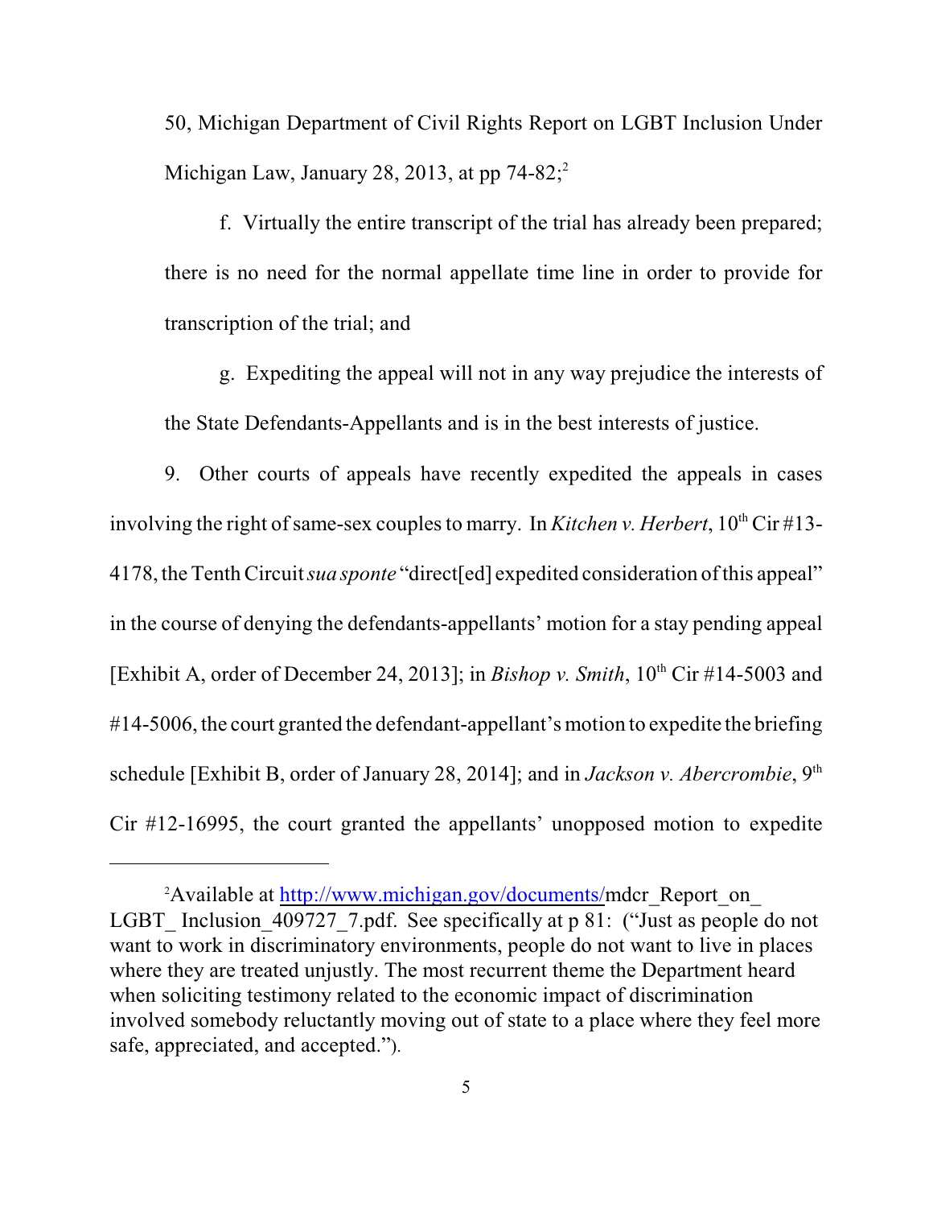50, Michigan Department of Civil Rights Report on LGBT Inclusion Under Michigan Law, January 28, 2013, at pp 74-82;[2]

f. Virtually the entire transcript of the trial has already been prepared; there is no need for the normal appellate time line in order to provide for transcription of the trial; and

g. Expediting the appeal will not in any way prejudice the interests of the State Defendants-Appellants and is in the best interests of justice.

9. Other courts of appeals have recently expedited the appeals in cases involving the right of same-sex couples to marry. In *Kitchen v. Herbert*, 10th Cir #13-4178, the Tenth Circuit *sua sponte* "direct[ed] expedited consideration of this appeal" in the course of denying the defendants-appellants' motion for a stay pending appeal [Exhibit A, order of December 24, 2013]; in *Bishop v. Smith*, 10th Cir #14-5003 and #14-5006, the court granted the defendant-appellant's motion to expedite the briefing schedule [Exhibit B, order of January 28, 2014]; and in *Jackson v. Abercrombie*, 9th Cir #12-16995, the court granted the appellants' unopposed motion to expedite

---

[2]Available at http://www.michigan.gov/documents/mdcr_Report_on_LGBT_Inclusion_409727_7.pdf. See specifically at p 81: ("Just as people do not want to work in discriminatory environments, people do not want to live in places where they are treated unjustly. The most recurrent theme the Department heard when soliciting testimony related to the economic impact of discrimination involved somebody reluctantly moving out of state to a place where they feel more safe, appreciated, and accepted.").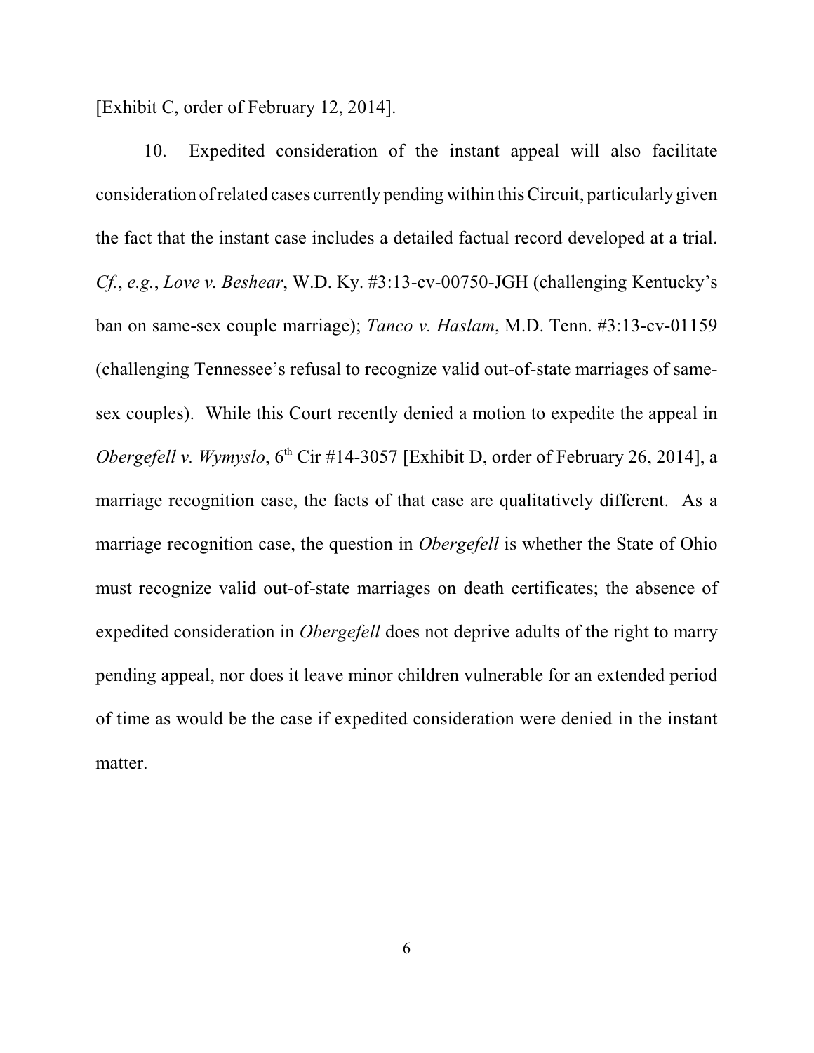[Exhibit C, order of February 12, 2014].

10. Expedited consideration of the instant appeal will also facilitate consideration of related cases currently pending within this Circuit, particularly given the fact that the instant case includes a detailed factual record developed at a trial. *Cf.*, *e.g.*, *Love v. Beshear*, W.D. Ky. #3:13-cv-00750-JGH (challenging Kentucky's ban on same-sex couple marriage); *Tanco v. Haslam*, M.D. Tenn. #3:13-cv-01159 (challenging Tennessee's refusal to recognize valid out-of-state marriages of same-sex couples). While this Court recently denied a motion to expedite the appeal in *Obergefell v. Wymyslo*, 6th Cir #14-3057 [Exhibit D, order of February 26, 2014], a marriage recognition case, the facts of that case are qualitatively different. As a marriage recognition case, the question in *Obergefell* is whether the State of Ohio must recognize valid out-of-state marriages on death certificates; the absence of expedited consideration in *Obergefell* does not deprive adults of the right to marry pending appeal, nor does it leave minor children vulnerable for an extended period of time as would be the case if expedited consideration were denied in the instant matter.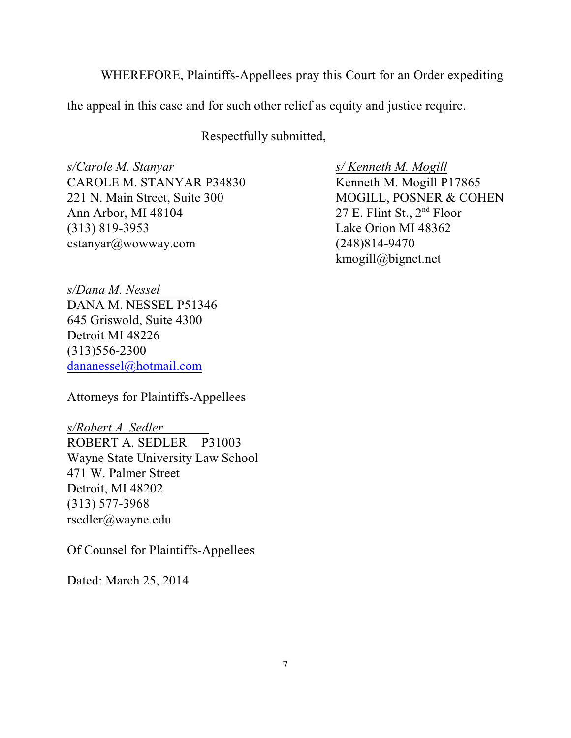WHEREFORE, Plaintiffs-Appellees pray this Court for an Order expediting the appeal in this case and for such other relief as equity and justice require.

Respectfully submitted,

*s/Carole M. Stanyar*
CAROLE M. STANYAR P34830
221 N. Main Street, Suite 300
Ann Arbor, MI 48104
(313) 819-3953
cstanyar@wowway.com

*s/ Kenneth M. Mogill*
Kenneth M. Mogill P17865
MOGILL, POSNER & COHEN
27 E. Flint St., 2nd Floor
Lake Orion MI 48362
(248)814-9470
kmogill@bignet.net

*s/Dana M. Nessel*
DANA M. NESSEL P51346
645 Griswold, Suite 4300
Detroit MI 48226
(313)556-2300
dananessel@hotmail.com

Attorneys for Plaintiffs-Appellees

*s/Robert A. Sedler*
ROBERT A. SEDLER P31003
Wayne State University Law School
471 W. Palmer Street
Detroit, MI 48202
(313) 577-3968
rsedler@wayne.edu

Of Counsel for Plaintiffs-Appellees

Dated: March 25, 2014